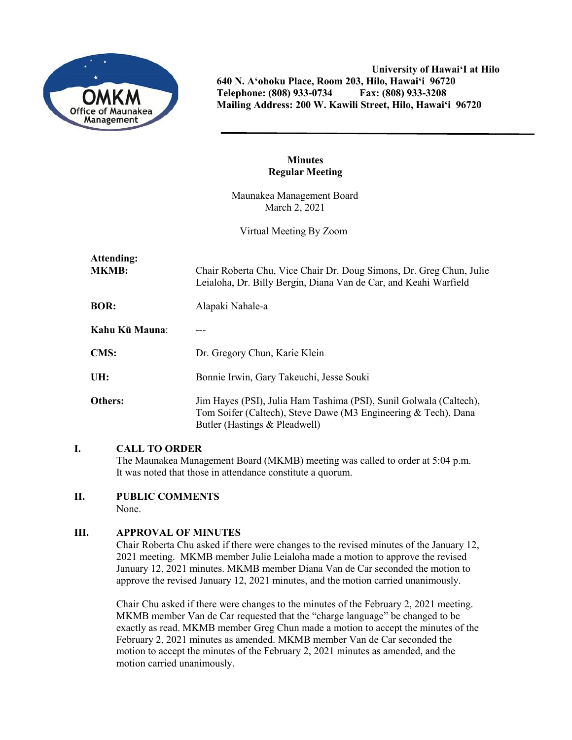University of Hawai'I at Hilo
640 N. A'ohoku Place, Room 203, Hilo, Hawai'i 96720
Telephone: (808) 933-0734 Fax: (808) 933-3208
Mailing Address: 200 W. Kawili Street, Hilo, Hawai'i 96720

**Minutes**
**Regular Meeting**

Maunakea Management Board
March 2, 2021

Virtual Meeting By Zoom

**Attending:**

| | |
|---|---|
| **MKMB:** | Chair Roberta Chu, Vice Chair Dr. Doug Simons, Dr. Greg Chun, Julie Leialoha, Dr. Billy Bergin, Diana Van de Car, and Keahi Warfield |
| **BOR:** | Alapaki Nahale-a |
| **Kahu Kū Mauna:** | --- |
| **CMS:** | Dr. Gregory Chun, Karie Klein |
| **UH:** | Bonnie Irwin, Gary Takeuchi, Jesse Souki |
| **Others:** | Jim Hayes (PSI), Julia Ham Tashima (PSI), Sunil Golwala (Caltech), Tom Soifer (Caltech), Steve Dawe (M3 Engineering & Tech), Dana Butler (Hastings & Pleadwell) |

## I. CALL TO ORDER

The Maunakea Management Board (MKMB) meeting was called to order at 5:04 p.m. It was noted that those in attendance constitute a quorum.

## II. PUBLIC COMMENTS

None.

## III. APPROVAL OF MINUTES

Chair Roberta Chu asked if there were changes to the revised minutes of the January 12, 2021 meeting. MKMB member Julie Leialoha made a motion to approve the revised January 12, 2021 minutes. MKMB member Diana Van de Car seconded the motion to approve the revised January 12, 2021 minutes, and the motion carried unanimously.

Chair Chu asked if there were changes to the minutes of the February 2, 2021 meeting. MKMB member Van de Car requested that the "charge language" be changed to be exactly as read. MKMB member Greg Chun made a motion to accept the minutes of the February 2, 2021 minutes as amended. MKMB member Van de Car seconded the motion to accept the minutes of the February 2, 2021 minutes as amended, and the motion carried unanimously.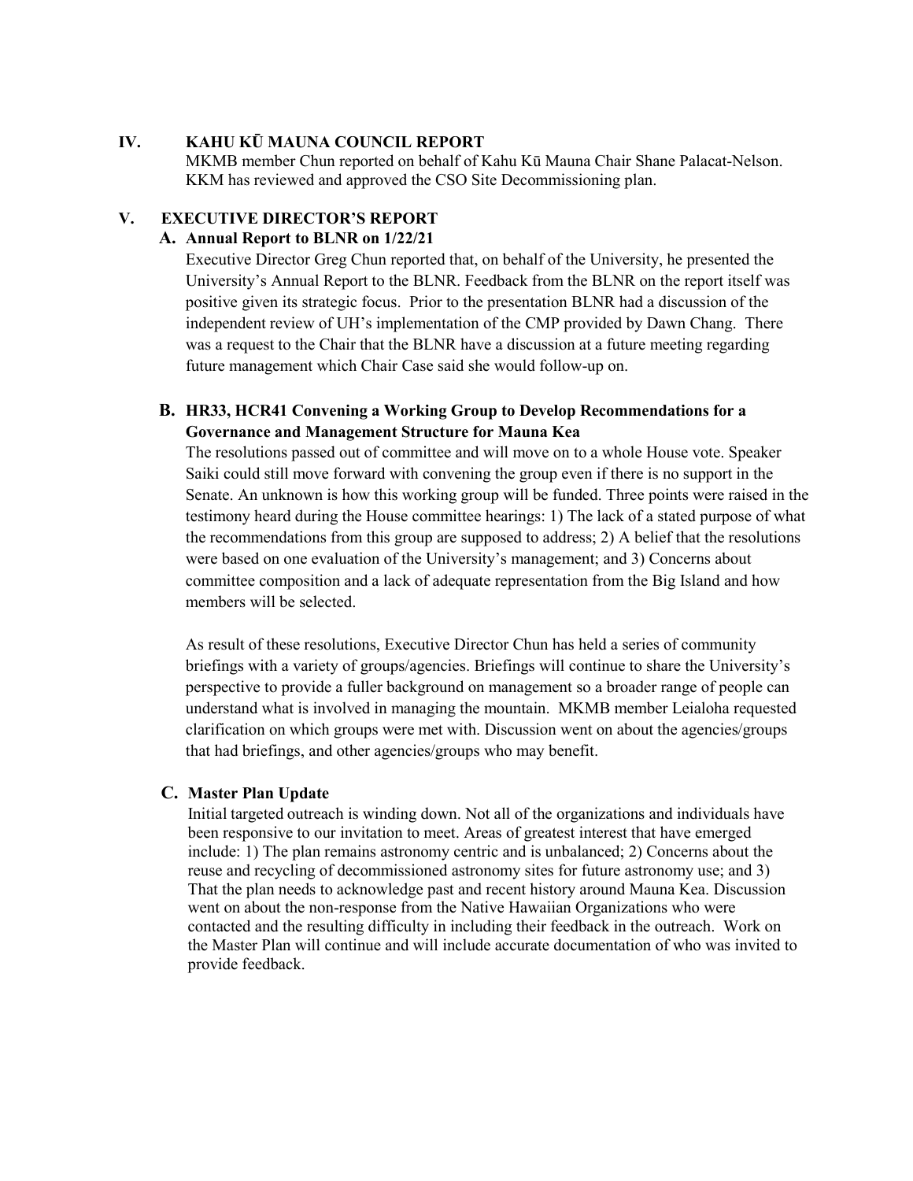## IV. KAHU KŪ MAUNA COUNCIL REPORT

MKMB member Chun reported on behalf of Kahu Kū Mauna Chair Shane Palacat-Nelson. KKM has reviewed and approved the CSO Site Decommissioning plan.

## V. EXECUTIVE DIRECTOR'S REPORT

### A. Annual Report to BLNR on 1/22/21

Executive Director Greg Chun reported that, on behalf of the University, he presented the University's Annual Report to the BLNR. Feedback from the BLNR on the report itself was positive given its strategic focus. Prior to the presentation BLNR had a discussion of the independent review of UH's implementation of the CMP provided by Dawn Chang. There was a request to the Chair that the BLNR have a discussion at a future meeting regarding future management which Chair Case said she would follow-up on.

### B. HR33, HCR41 Convening a Working Group to Develop Recommendations for a Governance and Management Structure for Mauna Kea

The resolutions passed out of committee and will move on to a whole House vote. Speaker Saiki could still move forward with convening the group even if there is no support in the Senate. An unknown is how this working group will be funded. Three points were raised in the testimony heard during the House committee hearings: 1) The lack of a stated purpose of what the recommendations from this group are supposed to address; 2) A belief that the resolutions were based on one evaluation of the University's management; and 3) Concerns about committee composition and a lack of adequate representation from the Big Island and how members will be selected.

As result of these resolutions, Executive Director Chun has held a series of community briefings with a variety of groups/agencies. Briefings will continue to share the University's perspective to provide a fuller background on management so a broader range of people can understand what is involved in managing the mountain. MKMB member Leialoha requested clarification on which groups were met with. Discussion went on about the agencies/groups that had briefings, and other agencies/groups who may benefit.

### C. Master Plan Update

Initial targeted outreach is winding down. Not all of the organizations and individuals have been responsive to our invitation to meet. Areas of greatest interest that have emerged include: 1) The plan remains astronomy centric and is unbalanced; 2) Concerns about the reuse and recycling of decommissioned astronomy sites for future astronomy use; and 3) That the plan needs to acknowledge past and recent history around Mauna Kea. Discussion went on about the non-response from the Native Hawaiian Organizations who were contacted and the resulting difficulty in including their feedback in the outreach. Work on the Master Plan will continue and will include accurate documentation of who was invited to provide feedback.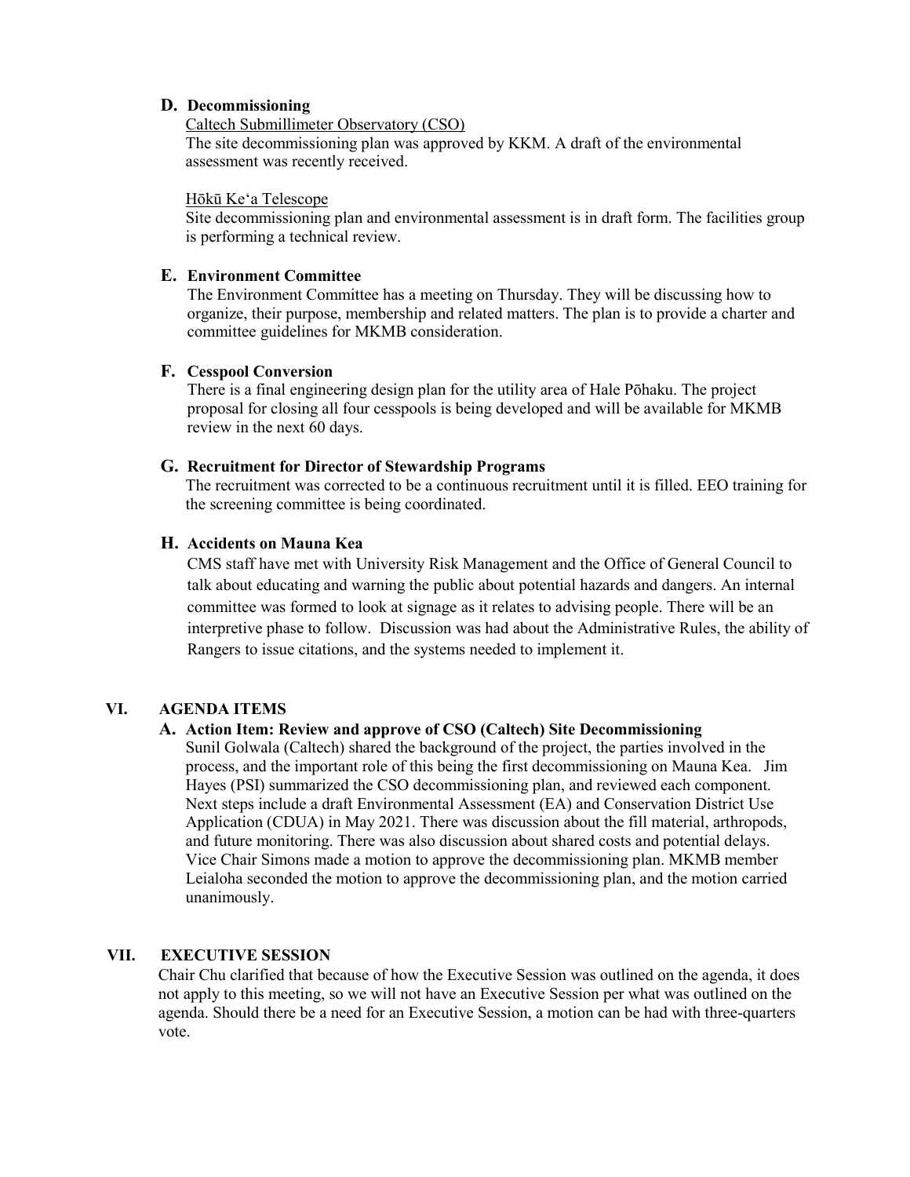### D. Decommissioning

Caltech Submillimeter Observatory (CSO)

The site decommissioning plan was approved by KKM. A draft of the environmental assessment was recently received.

Hōkū Keʻa Telescope

Site decommissioning plan and environmental assessment is in draft form. The facilities group is performing a technical review.

### E. Environment Committee

The Environment Committee has a meeting on Thursday. They will be discussing how to organize, their purpose, membership and related matters. The plan is to provide a charter and committee guidelines for MKMB consideration.

### F. Cesspool Conversion

There is a final engineering design plan for the utility area of Hale Pōhaku. The project proposal for closing all four cesspools is being developed and will be available for MKMB review in the next 60 days.

### G. Recruitment for Director of Stewardship Programs

The recruitment was corrected to be a continuous recruitment until it is filled. EEO training for the screening committee is being coordinated.

### H. Accidents on Mauna Kea

CMS staff have met with University Risk Management and the Office of General Council to talk about educating and warning the public about potential hazards and dangers. An internal committee was formed to look at signage as it relates to advising people. There will be an interpretive phase to follow. Discussion was had about the Administrative Rules, the ability of Rangers to issue citations, and the systems needed to implement it.

## VI. AGENDA ITEMS

### A. Action Item: Review and approve of CSO (Caltech) Site Decommissioning

Sunil Golwala (Caltech) shared the background of the project, the parties involved in the process, and the important role of this being the first decommissioning on Mauna Kea. Jim Hayes (PSI) summarized the CSO decommissioning plan, and reviewed each component. Next steps include a draft Environmental Assessment (EA) and Conservation District Use Application (CDUA) in May 2021. There was discussion about the fill material, arthropods, and future monitoring. There was also discussion about shared costs and potential delays. Vice Chair Simons made a motion to approve the decommissioning plan. MKMB member Leialoha seconded the motion to approve the decommissioning plan, and the motion carried unanimously.

## VII. EXECUTIVE SESSION

Chair Chu clarified that because of how the Executive Session was outlined on the agenda, it does not apply to this meeting, so we will not have an Executive Session per what was outlined on the agenda. Should there be a need for an Executive Session, a motion can be had with three-quarters vote.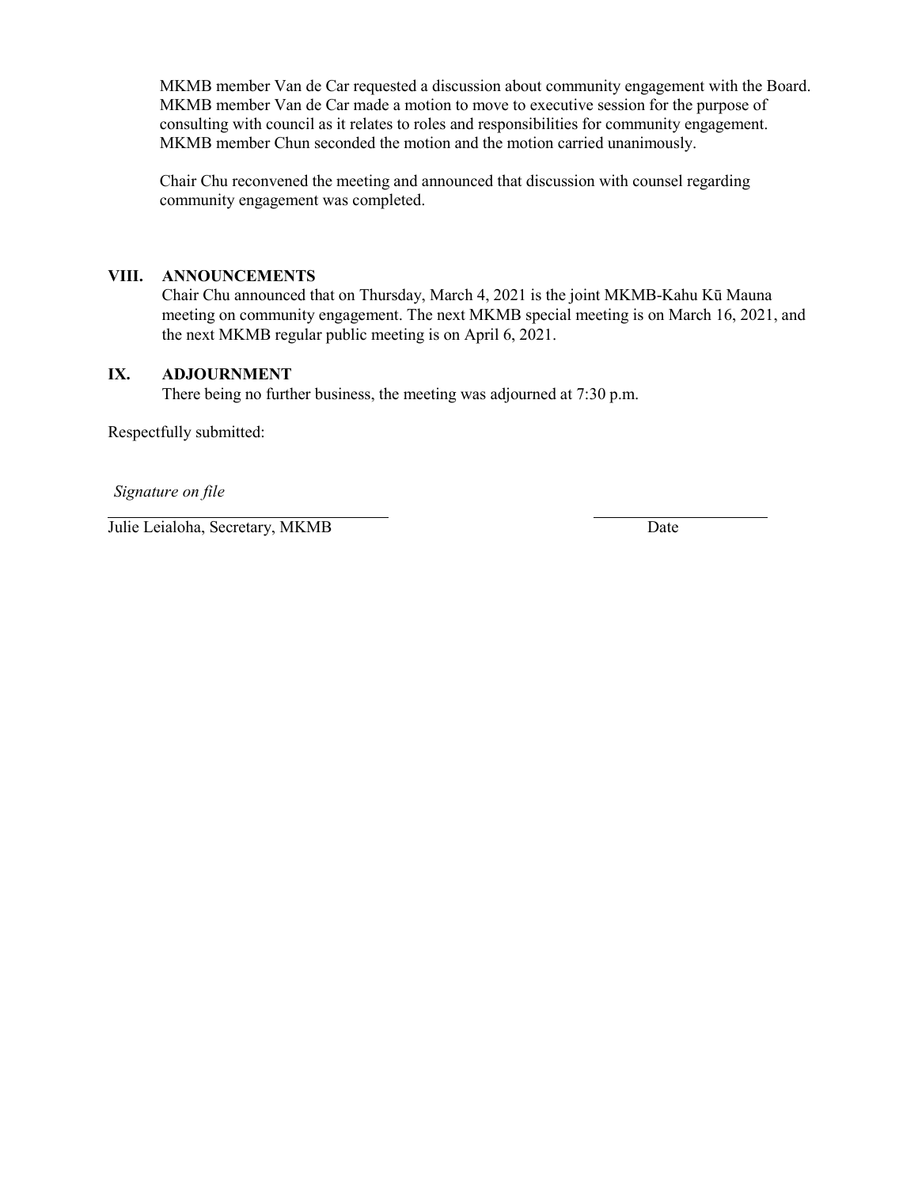MKMB member Van de Car requested a discussion about community engagement with the Board. MKMB member Van de Car made a motion to move to executive session for the purpose of consulting with council as it relates to roles and responsibilities for community engagement. MKMB member Chun seconded the motion and the motion carried unanimously.

Chair Chu reconvened the meeting and announced that discussion with counsel regarding community engagement was completed.

## VIII. ANNOUNCEMENTS

Chair Chu announced that on Thursday, March 4, 2021 is the joint MKMB-Kahu Kū Mauna meeting on community engagement. The next MKMB special meeting is on March 16, 2021, and the next MKMB regular public meeting is on April 6, 2021.

## IX. ADJOURNMENT

There being no further business, the meeting was adjourned at 7:30 p.m.

Respectfully submitted:

*Signature on file*

Julie Leialoha, Secretary, MKMB

Date